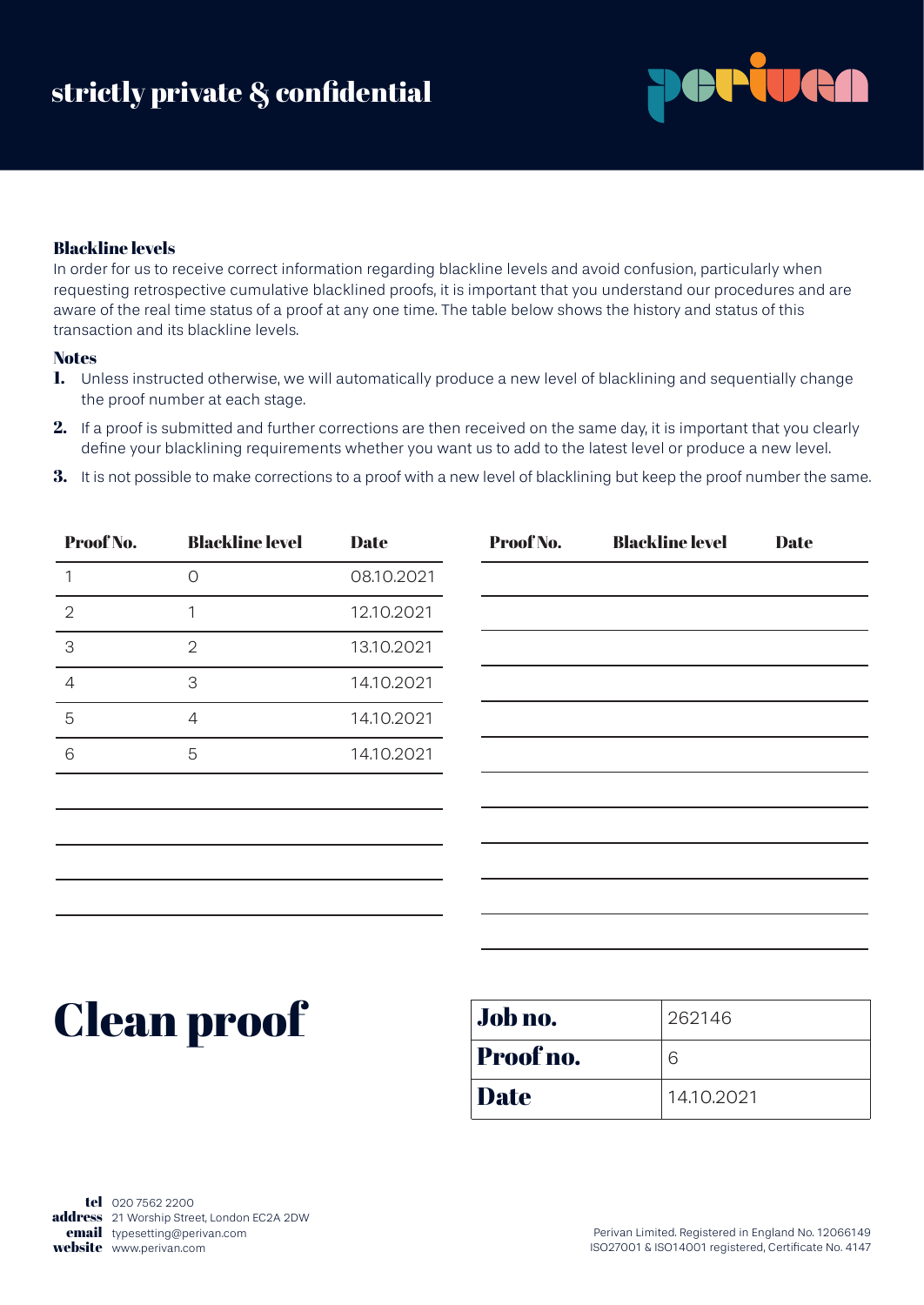**strictly private & confidential**

**perivan**

### Blackline levels

In order for us to receive correct information regarding blackline levels and avoid confusion, particularly when requesting retrospective cumulative blacklined proofs, it is important that you understand our procedures and are aware of the real time status of a proof at any one time. The table below shows the history and status of this transaction and its blackline levels.

### Notes

1. Unless instructed otherwise, we will automatically produce a new level of blacklining and sequentially change the proof number at each stage.
2. If a proof is submitted and further corrections are then received on the same day, it is important that you clearly define your blacklining requirements whether you want us to add to the latest level or produce a new level.
3. It is not possible to make corrections to a proof with a new level of blacklining but keep the proof number the same.

| Proof No. | Blackline level | Date |
|---|---|---|
| 1 | 0 | 08.10.2021 |
| 2 | 1 | 12.10.2021 |
| 3 | 2 | 13.10.2021 |
| 4 | 3 | 14.10.2021 |
| 5 | 4 | 14.10.2021 |
| 6 | 5 | 14.10.2021 |

# Clean proof

| **Job no.** | 262146 |
|---|---|
| **Proof no.** | 6 |
| **Date** | 14.10.2021 |

**tel** 020 7562 2200
**address** 21 Worship Street, London EC2A 2DW
**email** typesetting@perivan.com
**website** www.perivan.com

Perivan Limited. Registered in England No. 12066149
ISO27001 & ISO14001 registered, Certificate No. 4147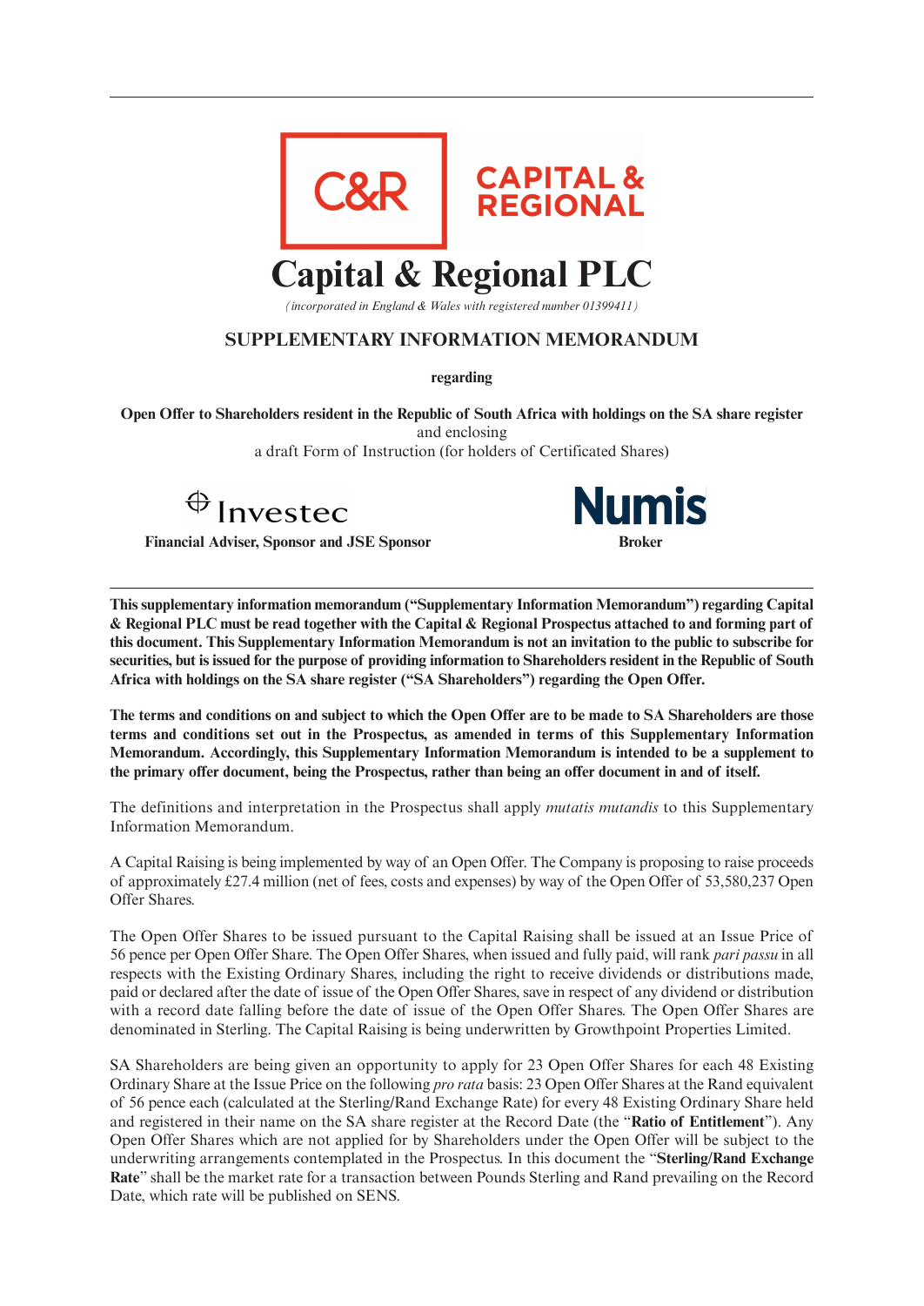# Capital & Regional PLC

*(incorporated in England & Wales with registered number 01399411)*

## SUPPLEMENTARY INFORMATION MEMORANDUM

**regarding**

**Open Offer to Shareholders resident in the Republic of South Africa with holdings on the SA share register**
and enclosing
a draft Form of Instruction (for holders of Certificated Shares)

**Financial Adviser, Sponsor and JSE Sponsor**

**Broker**

---

**This supplementary information memorandum ("Supplementary Information Memorandum") regarding Capital & Regional PLC must be read together with the Capital & Regional Prospectus attached to and forming part of this document. This Supplementary Information Memorandum is not an invitation to the public to subscribe for securities, but is issued for the purpose of providing information to Shareholders resident in the Republic of South Africa with holdings on the SA share register ("SA Shareholders") regarding the Open Offer.**

**The terms and conditions on and subject to which the Open Offer are to be made to SA Shareholders are those terms and conditions set out in the Prospectus, as amended in terms of this Supplementary Information Memorandum. Accordingly, this Supplementary Information Memorandum is intended to be a supplement to the primary offer document, being the Prospectus, rather than being an offer document in and of itself.**

The definitions and interpretation in the Prospectus shall apply *mutatis mutandis* to this Supplementary Information Memorandum.

A Capital Raising is being implemented by way of an Open Offer. The Company is proposing to raise proceeds of approximately £27.4 million (net of fees, costs and expenses) by way of the Open Offer of 53,580,237 Open Offer Shares.

The Open Offer Shares to be issued pursuant to the Capital Raising shall be issued at an Issue Price of 56 pence per Open Offer Share. The Open Offer Shares, when issued and fully paid, will rank *pari passu* in all respects with the Existing Ordinary Shares, including the right to receive dividends or distributions made, paid or declared after the date of issue of the Open Offer Shares, save in respect of any dividend or distribution with a record date falling before the date of issue of the Open Offer Shares. The Open Offer Shares are denominated in Sterling. The Capital Raising is being underwritten by Growthpoint Properties Limited.

SA Shareholders are being given an opportunity to apply for 23 Open Offer Shares for each 48 Existing Ordinary Share at the Issue Price on the following *pro rata* basis: 23 Open Offer Shares at the Rand equivalent of 56 pence each (calculated at the Sterling/Rand Exchange Rate) for every 48 Existing Ordinary Share held and registered in their name on the SA share register at the Record Date (the "**Ratio of Entitlement**"). Any Open Offer Shares which are not applied for by Shareholders under the Open Offer will be subject to the underwriting arrangements contemplated in the Prospectus. In this document the "**Sterling/Rand Exchange Rate**" shall be the market rate for a transaction between Pounds Sterling and Rand prevailing on the Record Date, which rate will be published on SENS.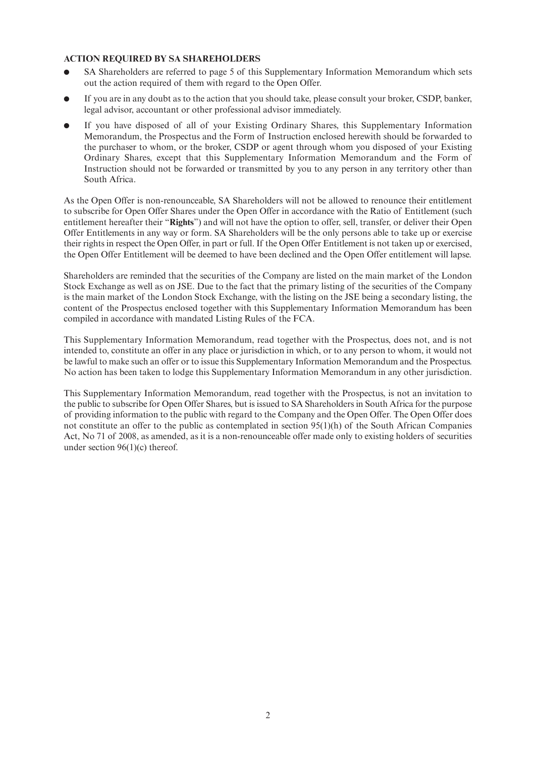**ACTION REQUIRED BY SA SHAREHOLDERS**

- SA Shareholders are referred to page 5 of this Supplementary Information Memorandum which sets out the action required of them with regard to the Open Offer.
- If you are in any doubt as to the action that you should take, please consult your broker, CSDP, banker, legal advisor, accountant or other professional advisor immediately.
- If you have disposed of all of your Existing Ordinary Shares, this Supplementary Information Memorandum, the Prospectus and the Form of Instruction enclosed herewith should be forwarded to the purchaser to whom, or the broker, CSDP or agent through whom you disposed of your Existing Ordinary Shares, except that this Supplementary Information Memorandum and the Form of Instruction should not be forwarded or transmitted by you to any person in any territory other than South Africa.

As the Open Offer is non-renounceable, SA Shareholders will not be allowed to renounce their entitlement to subscribe for Open Offer Shares under the Open Offer in accordance with the Ratio of Entitlement (such entitlement hereafter their "**Rights**") and will not have the option to offer, sell, transfer, or deliver their Open Offer Entitlements in any way or form. SA Shareholders will be the only persons able to take up or exercise their rights in respect the Open Offer, in part or full. If the Open Offer Entitlement is not taken up or exercised, the Open Offer Entitlement will be deemed to have been declined and the Open Offer entitlement will lapse.

Shareholders are reminded that the securities of the Company are listed on the main market of the London Stock Exchange as well as on JSE. Due to the fact that the primary listing of the securities of the Company is the main market of the London Stock Exchange, with the listing on the JSE being a secondary listing, the content of the Prospectus enclosed together with this Supplementary Information Memorandum has been compiled in accordance with mandated Listing Rules of the FCA.

This Supplementary Information Memorandum, read together with the Prospectus, does not, and is not intended to, constitute an offer in any place or jurisdiction in which, or to any person to whom, it would not be lawful to make such an offer or to issue this Supplementary Information Memorandum and the Prospectus. No action has been taken to lodge this Supplementary Information Memorandum in any other jurisdiction.

This Supplementary Information Memorandum, read together with the Prospectus, is not an invitation to the public to subscribe for Open Offer Shares, but is issued to SA Shareholders in South Africa for the purpose of providing information to the public with regard to the Company and the Open Offer. The Open Offer does not constitute an offer to the public as contemplated in section 95(1)(h) of the South African Companies Act, No 71 of 2008, as amended, as it is a non-renounceable offer made only to existing holders of securities under section 96(1)(c) thereof.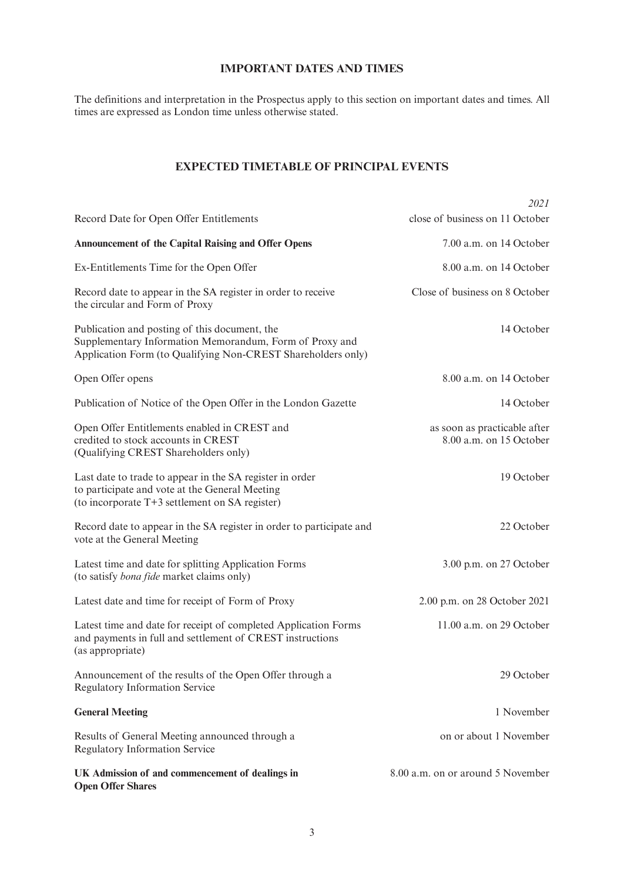## IMPORTANT DATES AND TIMES

The definitions and interpretation in the Prospectus apply to this section on important dates and times. All times are expressed as London time unless otherwise stated.

## EXPECTED TIMETABLE OF PRINCIPAL EVENTS

| | *2021* |
|---|---|
| Record Date for Open Offer Entitlements | close of business on 11 October |
| **Announcement of the Capital Raising and Offer Opens** | 7.00 a.m. on 14 October |
| Ex-Entitlements Time for the Open Offer | 8.00 a.m. on 14 October |
| Record date to appear in the SA register in order to receive the circular and Form of Proxy | Close of business on 8 October |
| Publication and posting of this document, the Supplementary Information Memorandum, Form of Proxy and Application Form (to Qualifying Non-CREST Shareholders only) | 14 October |
| Open Offer opens | 8.00 a.m. on 14 October |
| Publication of Notice of the Open Offer in the London Gazette | 14 October |
| Open Offer Entitlements enabled in CREST and credited to stock accounts in CREST (Qualifying CREST Shareholders only) | as soon as practicable after 8.00 a.m. on 15 October |
| Last date to trade to appear in the SA register in order to participate and vote at the General Meeting (to incorporate T+3 settlement on SA register) | 19 October |
| Record date to appear in the SA register in order to participate and vote at the General Meeting | 22 October |
| Latest time and date for splitting Application Forms (to satisfy *bona fide* market claims only) | 3.00 p.m. on 27 October |
| Latest date and time for receipt of Form of Proxy | 2.00 p.m. on 28 October 2021 |
| Latest time and date for receipt of completed Application Forms and payments in full and settlement of CREST instructions (as appropriate) | 11.00 a.m. on 29 October |
| Announcement of the results of the Open Offer through a Regulatory Information Service | 29 October |
| **General Meeting** | 1 November |
| Results of General Meeting announced through a Regulatory Information Service | on or about 1 November |
| **UK Admission of and commencement of dealings in Open Offer Shares** | 8.00 a.m. on or around 5 November |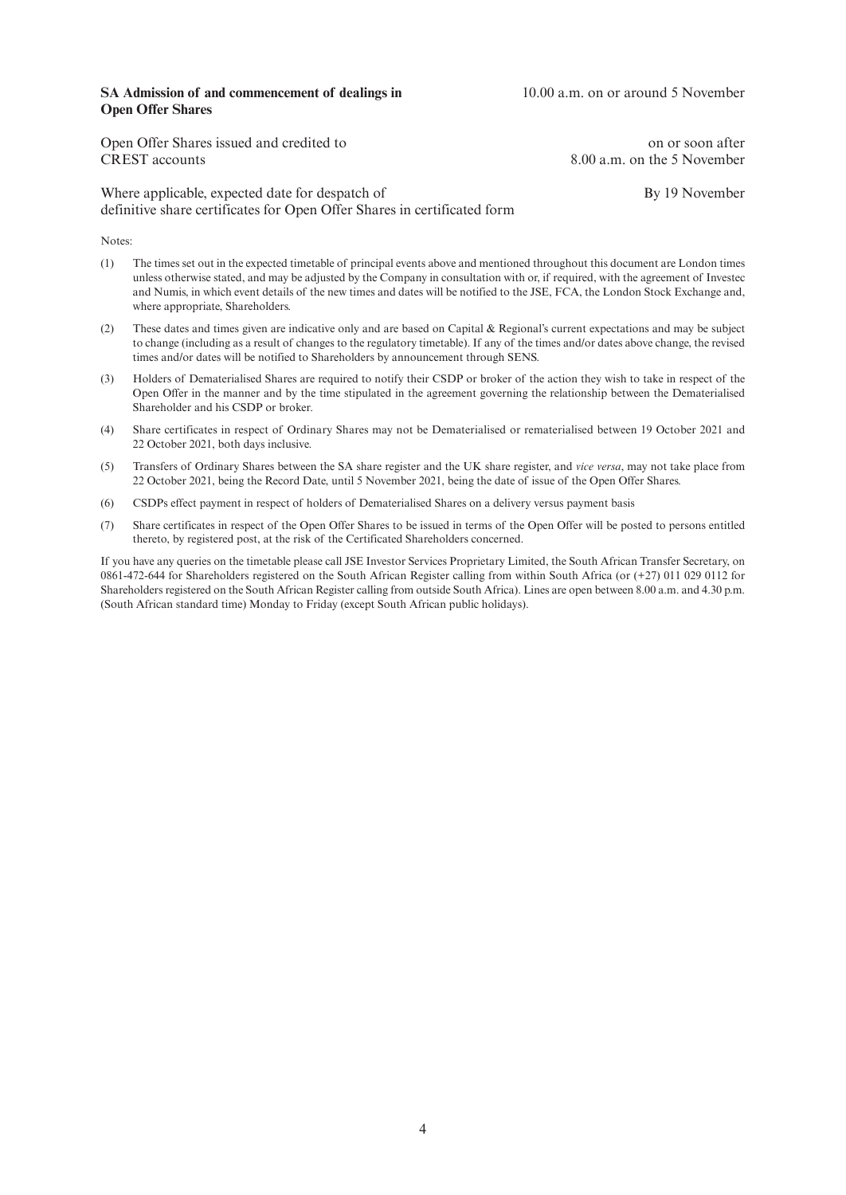| | |
|---|---|
| **SA Admission of and commencement of dealings in Open Offer Shares** | 10.00 a.m. on or around 5 November |
| Open Offer Shares issued and credited to CREST accounts | on or soon after 8.00 a.m. on the 5 November |
| Where applicable, expected date for despatch of definitive share certificates for Open Offer Shares in certificated form | By 19 November |

Notes:

(1) The times set out in the expected timetable of principal events above and mentioned throughout this document are London times unless otherwise stated, and may be adjusted by the Company in consultation with or, if required, with the agreement of Investec and Numis, in which event details of the new times and dates will be notified to the JSE, FCA, the London Stock Exchange and, where appropriate, Shareholders.

(2) These dates and times given are indicative only and are based on Capital & Regional's current expectations and may be subject to change (including as a result of changes to the regulatory timetable). If any of the times and/or dates above change, the revised times and/or dates will be notified to Shareholders by announcement through SENS.

(3) Holders of Dematerialised Shares are required to notify their CSDP or broker of the action they wish to take in respect of the Open Offer in the manner and by the time stipulated in the agreement governing the relationship between the Dematerialised Shareholder and his CSDP or broker.

(4) Share certificates in respect of Ordinary Shares may not be Dematerialised or rematerialised between 19 October 2021 and 22 October 2021, both days inclusive.

(5) Transfers of Ordinary Shares between the SA share register and the UK share register, and *vice versa*, may not take place from 22 October 2021, being the Record Date, until 5 November 2021, being the date of issue of the Open Offer Shares.

(6) CSDPs effect payment in respect of holders of Dematerialised Shares on a delivery versus payment basis

(7) Share certificates in respect of the Open Offer Shares to be issued in terms of the Open Offer will be posted to persons entitled thereto, by registered post, at the risk of the Certificated Shareholders concerned.

If you have any queries on the timetable please call JSE Investor Services Proprietary Limited, the South African Transfer Secretary, on 0861-472-644 for Shareholders registered on the South African Register calling from within South Africa (or (+27) 011 029 0112 for Shareholders registered on the South African Register calling from outside South Africa). Lines are open between 8.00 a.m. and 4.30 p.m. (South African standard time) Monday to Friday (except South African public holidays).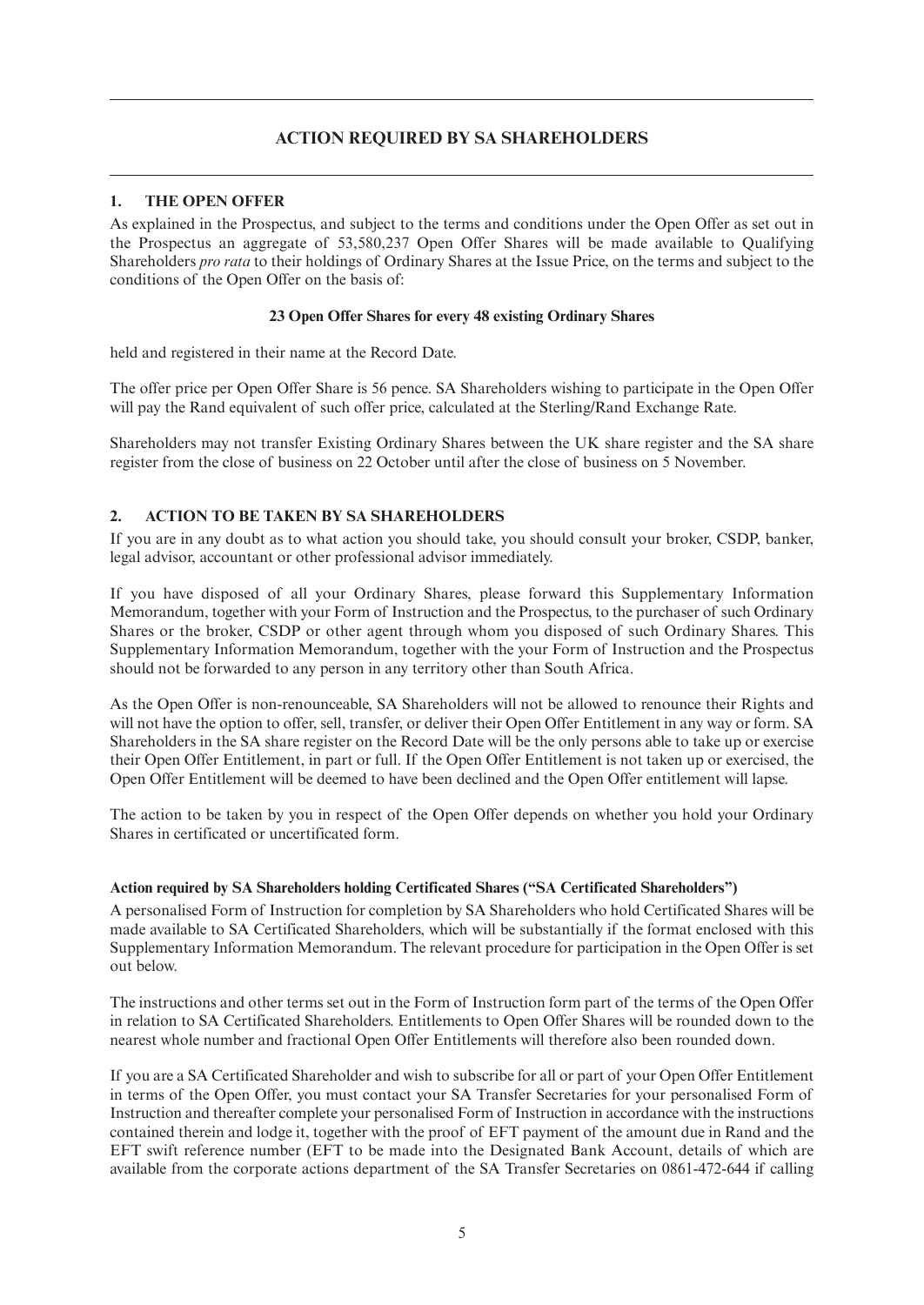## ACTION REQUIRED BY SA SHAREHOLDERS

### 1. THE OPEN OFFER

As explained in the Prospectus, and subject to the terms and conditions under the Open Offer as set out in the Prospectus an aggregate of 53,580,237 Open Offer Shares will be made available to Qualifying Shareholders *pro rata* to their holdings of Ordinary Shares at the Issue Price, on the terms and subject to the conditions of the Open Offer on the basis of:

**23 Open Offer Shares for every 48 existing Ordinary Shares**

held and registered in their name at the Record Date.

The offer price per Open Offer Share is 56 pence. SA Shareholders wishing to participate in the Open Offer will pay the Rand equivalent of such offer price, calculated at the Sterling/Rand Exchange Rate.

Shareholders may not transfer Existing Ordinary Shares between the UK share register and the SA share register from the close of business on 22 October until after the close of business on 5 November.

### 2. ACTION TO BE TAKEN BY SA SHAREHOLDERS

If you are in any doubt as to what action you should take, you should consult your broker, CSDP, banker, legal advisor, accountant or other professional advisor immediately.

If you have disposed of all your Ordinary Shares, please forward this Supplementary Information Memorandum, together with your Form of Instruction and the Prospectus, to the purchaser of such Ordinary Shares or the broker, CSDP or other agent through whom you disposed of such Ordinary Shares. This Supplementary Information Memorandum, together with the your Form of Instruction and the Prospectus should not be forwarded to any person in any territory other than South Africa.

As the Open Offer is non-renounceable, SA Shareholders will not be allowed to renounce their Rights and will not have the option to offer, sell, transfer, or deliver their Open Offer Entitlement in any way or form. SA Shareholders in the SA share register on the Record Date will be the only persons able to take up or exercise their Open Offer Entitlement, in part or full. If the Open Offer Entitlement is not taken up or exercised, the Open Offer Entitlement will be deemed to have been declined and the Open Offer entitlement will lapse.

The action to be taken by you in respect of the Open Offer depends on whether you hold your Ordinary Shares in certificated or uncertificated form.

**Action required by SA Shareholders holding Certificated Shares ("SA Certificated Shareholders")**

A personalised Form of Instruction for completion by SA Shareholders who hold Certificated Shares will be made available to SA Certificated Shareholders, which will be substantially if the format enclosed with this Supplementary Information Memorandum. The relevant procedure for participation in the Open Offer is set out below.

The instructions and other terms set out in the Form of Instruction form part of the terms of the Open Offer in relation to SA Certificated Shareholders. Entitlements to Open Offer Shares will be rounded down to the nearest whole number and fractional Open Offer Entitlements will therefore also been rounded down.

If you are a SA Certificated Shareholder and wish to subscribe for all or part of your Open Offer Entitlement in terms of the Open Offer, you must contact your SA Transfer Secretaries for your personalised Form of Instruction and thereafter complete your personalised Form of Instruction in accordance with the instructions contained therein and lodge it, together with the proof of EFT payment of the amount due in Rand and the EFT swift reference number (EFT to be made into the Designated Bank Account, details of which are available from the corporate actions department of the SA Transfer Secretaries on 0861-472-644 if calling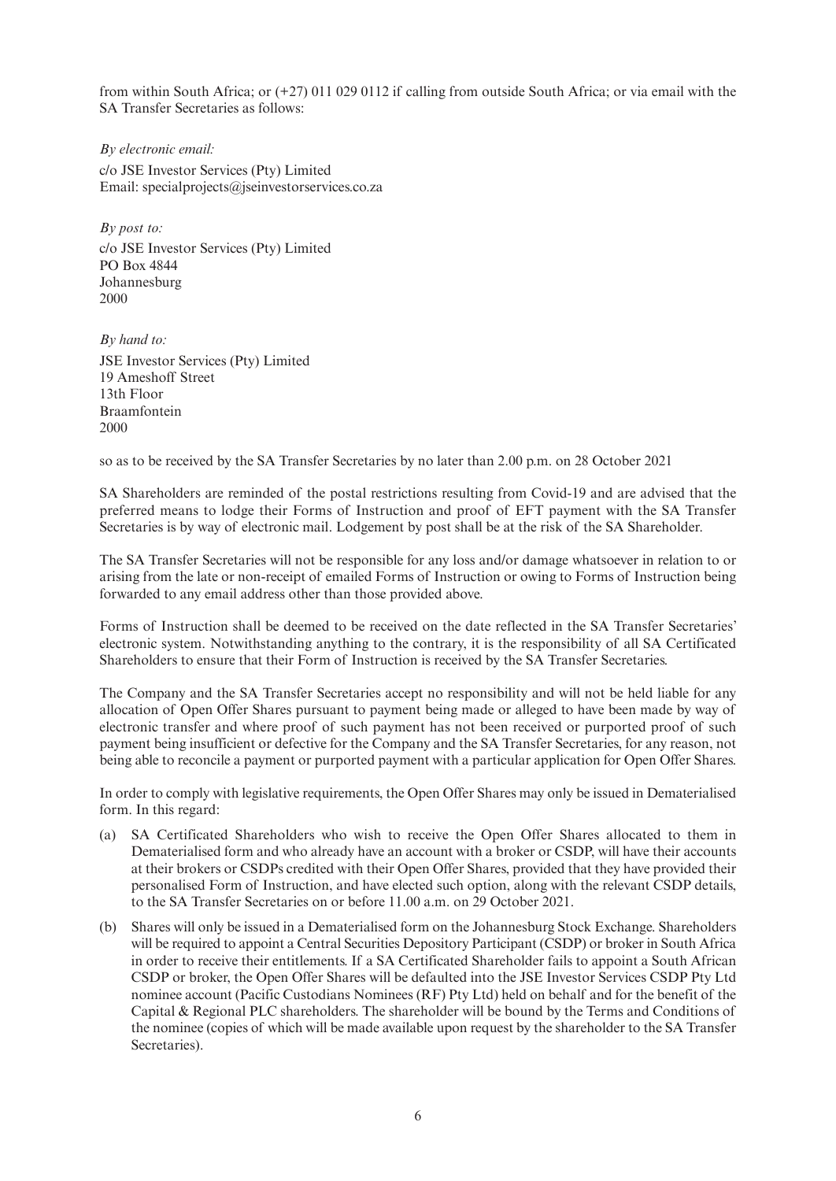from within South Africa; or (+27) 011 029 0112 if calling from outside South Africa; or via email with the SA Transfer Secretaries as follows:

*By electronic email:*

c/o JSE Investor Services (Pty) Limited
Email: specialprojects@jseinvestorservices.co.za

*By post to:*

c/o JSE Investor Services (Pty) Limited
PO Box 4844
Johannesburg
2000

*By hand to:*

JSE Investor Services (Pty) Limited
19 Ameshoff Street
13th Floor
Braamfontein
2000

so as to be received by the SA Transfer Secretaries by no later than 2.00 p.m. on 28 October 2021

SA Shareholders are reminded of the postal restrictions resulting from Covid-19 and are advised that the preferred means to lodge their Forms of Instruction and proof of EFT payment with the SA Transfer Secretaries is by way of electronic mail. Lodgement by post shall be at the risk of the SA Shareholder.

The SA Transfer Secretaries will not be responsible for any loss and/or damage whatsoever in relation to or arising from the late or non-receipt of emailed Forms of Instruction or owing to Forms of Instruction being forwarded to any email address other than those provided above.

Forms of Instruction shall be deemed to be received on the date reflected in the SA Transfer Secretaries' electronic system. Notwithstanding anything to the contrary, it is the responsibility of all SA Certificated Shareholders to ensure that their Form of Instruction is received by the SA Transfer Secretaries.

The Company and the SA Transfer Secretaries accept no responsibility and will not be held liable for any allocation of Open Offer Shares pursuant to payment being made or alleged to have been made by way of electronic transfer and where proof of such payment has not been received or purported proof of such payment being insufficient or defective for the Company and the SA Transfer Secretaries, for any reason, not being able to reconcile a payment or purported payment with a particular application for Open Offer Shares.

In order to comply with legislative requirements, the Open Offer Shares may only be issued in Dematerialised form. In this regard:

(a) SA Certificated Shareholders who wish to receive the Open Offer Shares allocated to them in Dematerialised form and who already have an account with a broker or CSDP, will have their accounts at their brokers or CSDPs credited with their Open Offer Shares, provided that they have provided their personalised Form of Instruction, and have elected such option, along with the relevant CSDP details, to the SA Transfer Secretaries on or before 11.00 a.m. on 29 October 2021.

(b) Shares will only be issued in a Dematerialised form on the Johannesburg Stock Exchange. Shareholders will be required to appoint a Central Securities Depository Participant (CSDP) or broker in South Africa in order to receive their entitlements. If a SA Certificated Shareholder fails to appoint a South African CSDP or broker, the Open Offer Shares will be defaulted into the JSE Investor Services CSDP Pty Ltd nominee account (Pacific Custodians Nominees (RF) Pty Ltd) held on behalf and for the benefit of the Capital & Regional PLC shareholders. The shareholder will be bound by the Terms and Conditions of the nominee (copies of which will be made available upon request by the shareholder to the SA Transfer Secretaries).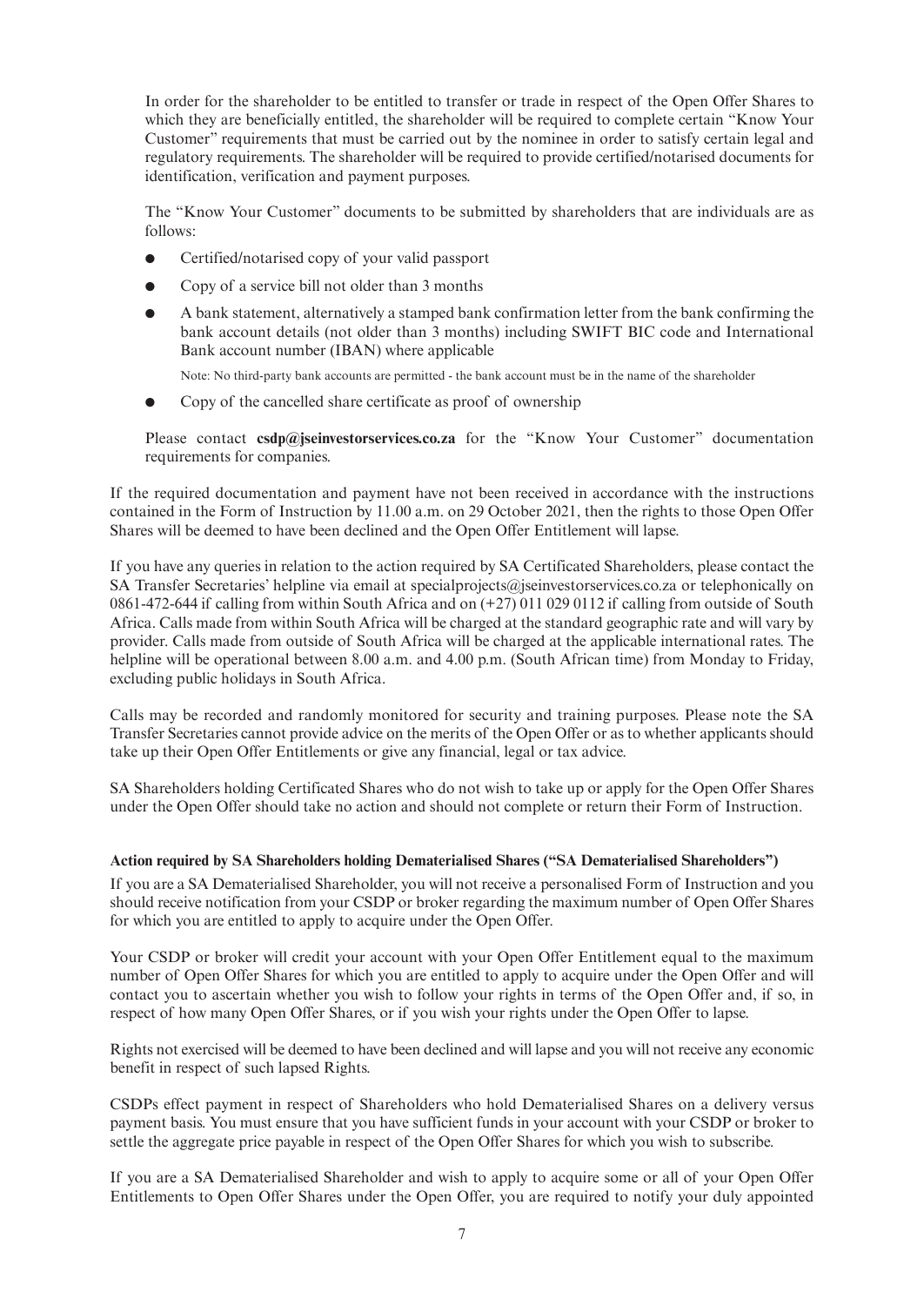In order for the shareholder to be entitled to transfer or trade in respect of the Open Offer Shares to which they are beneficially entitled, the shareholder will be required to complete certain "Know Your Customer" requirements that must be carried out by the nominee in order to satisfy certain legal and regulatory requirements. The shareholder will be required to provide certified/notarised documents for identification, verification and payment purposes.

The "Know Your Customer" documents to be submitted by shareholders that are individuals are as follows:

- Certified/notarised copy of your valid passport
- Copy of a service bill not older than 3 months
- A bank statement, alternatively a stamped bank confirmation letter from the bank confirming the bank account details (not older than 3 months) including SWIFT BIC code and International Bank account number (IBAN) where applicable

  Note: No third-party bank accounts are permitted - the bank account must be in the name of the shareholder

- Copy of the cancelled share certificate as proof of ownership

Please contact **csdp@jseinvestorservices.co.za** for the "Know Your Customer" documentation requirements for companies.

If the required documentation and payment have not been received in accordance with the instructions contained in the Form of Instruction by 11.00 a.m. on 29 October 2021, then the rights to those Open Offer Shares will be deemed to have been declined and the Open Offer Entitlement will lapse.

If you have any queries in relation to the action required by SA Certificated Shareholders, please contact the SA Transfer Secretaries' helpline via email at specialprojects@jseinvestorservices.co.za or telephonically on 0861-472-644 if calling from within South Africa and on (+27) 011 029 0112 if calling from outside of South Africa. Calls made from within South Africa will be charged at the standard geographic rate and will vary by provider. Calls made from outside of South Africa will be charged at the applicable international rates. The helpline will be operational between 8.00 a.m. and 4.00 p.m. (South African time) from Monday to Friday, excluding public holidays in South Africa.

Calls may be recorded and randomly monitored for security and training purposes. Please note the SA Transfer Secretaries cannot provide advice on the merits of the Open Offer or as to whether applicants should take up their Open Offer Entitlements or give any financial, legal or tax advice.

SA Shareholders holding Certificated Shares who do not wish to take up or apply for the Open Offer Shares under the Open Offer should take no action and should not complete or return their Form of Instruction.

**Action required by SA Shareholders holding Dematerialised Shares ("SA Dematerialised Shareholders")**

If you are a SA Dematerialised Shareholder, you will not receive a personalised Form of Instruction and you should receive notification from your CSDP or broker regarding the maximum number of Open Offer Shares for which you are entitled to apply to acquire under the Open Offer.

Your CSDP or broker will credit your account with your Open Offer Entitlement equal to the maximum number of Open Offer Shares for which you are entitled to apply to acquire under the Open Offer and will contact you to ascertain whether you wish to follow your rights in terms of the Open Offer and, if so, in respect of how many Open Offer Shares, or if you wish your rights under the Open Offer to lapse.

Rights not exercised will be deemed to have been declined and will lapse and you will not receive any economic benefit in respect of such lapsed Rights.

CSDPs effect payment in respect of Shareholders who hold Dematerialised Shares on a delivery versus payment basis. You must ensure that you have sufficient funds in your account with your CSDP or broker to settle the aggregate price payable in respect of the Open Offer Shares for which you wish to subscribe.

If you are a SA Dematerialised Shareholder and wish to apply to acquire some or all of your Open Offer Entitlements to Open Offer Shares under the Open Offer, you are required to notify your duly appointed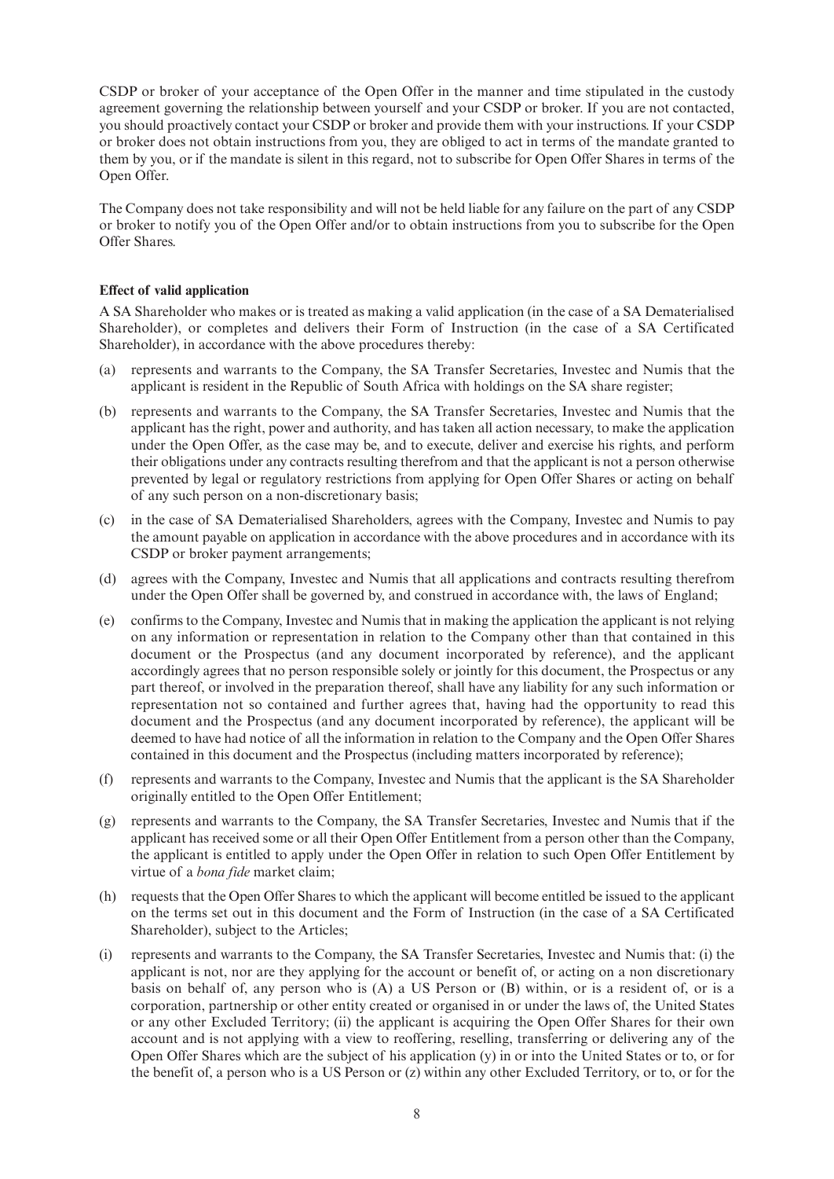CSDP or broker of your acceptance of the Open Offer in the manner and time stipulated in the custody agreement governing the relationship between yourself and your CSDP or broker. If you are not contacted, you should proactively contact your CSDP or broker and provide them with your instructions. If your CSDP or broker does not obtain instructions from you, they are obliged to act in terms of the mandate granted to them by you, or if the mandate is silent in this regard, not to subscribe for Open Offer Shares in terms of the Open Offer.

The Company does not take responsibility and will not be held liable for any failure on the part of any CSDP or broker to notify you of the Open Offer and/or to obtain instructions from you to subscribe for the Open Offer Shares.

**Effect of valid application**

A SA Shareholder who makes or is treated as making a valid application (in the case of a SA Dematerialised Shareholder), or completes and delivers their Form of Instruction (in the case of a SA Certificated Shareholder), in accordance with the above procedures thereby:

(a) represents and warrants to the Company, the SA Transfer Secretaries, Investec and Numis that the applicant is resident in the Republic of South Africa with holdings on the SA share register;

(b) represents and warrants to the Company, the SA Transfer Secretaries, Investec and Numis that the applicant has the right, power and authority, and has taken all action necessary, to make the application under the Open Offer, as the case may be, and to execute, deliver and exercise his rights, and perform their obligations under any contracts resulting therefrom and that the applicant is not a person otherwise prevented by legal or regulatory restrictions from applying for Open Offer Shares or acting on behalf of any such person on a non-discretionary basis;

(c) in the case of SA Dematerialised Shareholders, agrees with the Company, Investec and Numis to pay the amount payable on application in accordance with the above procedures and in accordance with its CSDP or broker payment arrangements;

(d) agrees with the Company, Investec and Numis that all applications and contracts resulting therefrom under the Open Offer shall be governed by, and construed in accordance with, the laws of England;

(e) confirms to the Company, Investec and Numis that in making the application the applicant is not relying on any information or representation in relation to the Company other than that contained in this document or the Prospectus (and any document incorporated by reference), and the applicant accordingly agrees that no person responsible solely or jointly for this document, the Prospectus or any part thereof, or involved in the preparation thereof, shall have any liability for any such information or representation not so contained and further agrees that, having had the opportunity to read this document and the Prospectus (and any document incorporated by reference), the applicant will be deemed to have had notice of all the information in relation to the Company and the Open Offer Shares contained in this document and the Prospectus (including matters incorporated by reference);

(f) represents and warrants to the Company, Investec and Numis that the applicant is the SA Shareholder originally entitled to the Open Offer Entitlement;

(g) represents and warrants to the Company, the SA Transfer Secretaries, Investec and Numis that if the applicant has received some or all their Open Offer Entitlement from a person other than the Company, the applicant is entitled to apply under the Open Offer in relation to such Open Offer Entitlement by virtue of a *bona fide* market claim;

(h) requests that the Open Offer Shares to which the applicant will become entitled be issued to the applicant on the terms set out in this document and the Form of Instruction (in the case of a SA Certificated Shareholder), subject to the Articles;

(i) represents and warrants to the Company, the SA Transfer Secretaries, Investec and Numis that: (i) the applicant is not, nor are they applying for the account or benefit of, or acting on a non discretionary basis on behalf of, any person who is (A) a US Person or (B) within, or is a resident of, or is a corporation, partnership or other entity created or organised in or under the laws of, the United States or any other Excluded Territory; (ii) the applicant is acquiring the Open Offer Shares for their own account and is not applying with a view to reoffering, reselling, transferring or delivering any of the Open Offer Shares which are the subject of his application (y) in or into the United States or to, or for the benefit of, a person who is a US Person or (z) within any other Excluded Territory, or to, or for the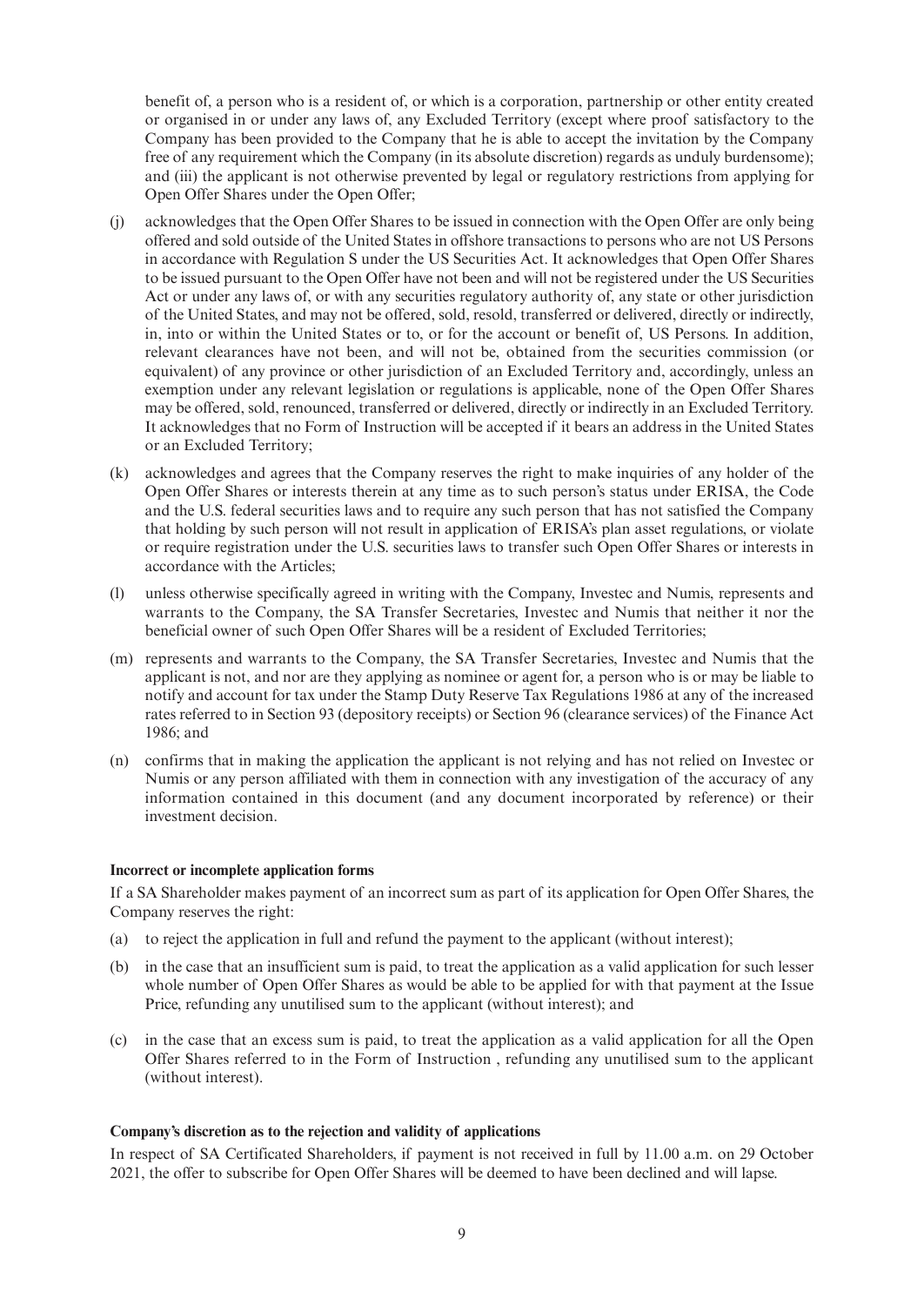benefit of, a person who is a resident of, or which is a corporation, partnership or other entity created or organised in or under any laws of, any Excluded Territory (except where proof satisfactory to the Company has been provided to the Company that he is able to accept the invitation by the Company free of any requirement which the Company (in its absolute discretion) regards as unduly burdensome); and (iii) the applicant is not otherwise prevented by legal or regulatory restrictions from applying for Open Offer Shares under the Open Offer;

(j) acknowledges that the Open Offer Shares to be issued in connection with the Open Offer are only being offered and sold outside of the United States in offshore transactions to persons who are not US Persons in accordance with Regulation S under the US Securities Act. It acknowledges that Open Offer Shares to be issued pursuant to the Open Offer have not been and will not be registered under the US Securities Act or under any laws of, or with any securities regulatory authority of, any state or other jurisdiction of the United States, and may not be offered, sold, resold, transferred or delivered, directly or indirectly, in, into or within the United States or to, or for the account or benefit of, US Persons. In addition, relevant clearances have not been, and will not be, obtained from the securities commission (or equivalent) of any province or other jurisdiction of an Excluded Territory and, accordingly, unless an exemption under any relevant legislation or regulations is applicable, none of the Open Offer Shares may be offered, sold, renounced, transferred or delivered, directly or indirectly in an Excluded Territory. It acknowledges that no Form of Instruction will be accepted if it bears an address in the United States or an Excluded Territory;

(k) acknowledges and agrees that the Company reserves the right to make inquiries of any holder of the Open Offer Shares or interests therein at any time as to such person's status under ERISA, the Code and the U.S. federal securities laws and to require any such person that has not satisfied the Company that holding by such person will not result in application of ERISA's plan asset regulations, or violate or require registration under the U.S. securities laws to transfer such Open Offer Shares or interests in accordance with the Articles;

(l) unless otherwise specifically agreed in writing with the Company, Investec and Numis, represents and warrants to the Company, the SA Transfer Secretaries, Investec and Numis that neither it nor the beneficial owner of such Open Offer Shares will be a resident of Excluded Territories;

(m) represents and warrants to the Company, the SA Transfer Secretaries, Investec and Numis that the applicant is not, and nor are they applying as nominee or agent for, a person who is or may be liable to notify and account for tax under the Stamp Duty Reserve Tax Regulations 1986 at any of the increased rates referred to in Section 93 (depository receipts) or Section 96 (clearance services) of the Finance Act 1986; and

(n) confirms that in making the application the applicant is not relying and has not relied on Investec or Numis or any person affiliated with them in connection with any investigation of the accuracy of any information contained in this document (and any document incorporated by reference) or their investment decision.

**Incorrect or incomplete application forms**

If a SA Shareholder makes payment of an incorrect sum as part of its application for Open Offer Shares, the Company reserves the right:

(a) to reject the application in full and refund the payment to the applicant (without interest);

(b) in the case that an insufficient sum is paid, to treat the application as a valid application for such lesser whole number of Open Offer Shares as would be able to be applied for with that payment at the Issue Price, refunding any unutilised sum to the applicant (without interest); and

(c) in the case that an excess sum is paid, to treat the application as a valid application for all the Open Offer Shares referred to in the Form of Instruction , refunding any unutilised sum to the applicant (without interest).

**Company's discretion as to the rejection and validity of applications**

In respect of SA Certificated Shareholders, if payment is not received in full by 11.00 a.m. on 29 October 2021, the offer to subscribe for Open Offer Shares will be deemed to have been declined and will lapse.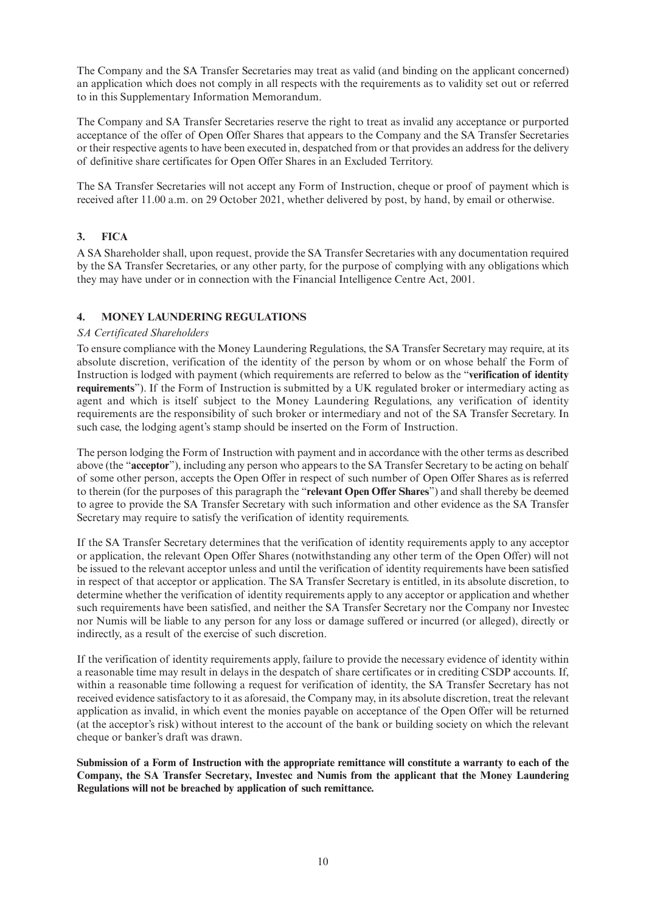The Company and the SA Transfer Secretaries may treat as valid (and binding on the applicant concerned) an application which does not comply in all respects with the requirements as to validity set out or referred to in this Supplementary Information Memorandum.

The Company and SA Transfer Secretaries reserve the right to treat as invalid any acceptance or purported acceptance of the offer of Open Offer Shares that appears to the Company and the SA Transfer Secretaries or their respective agents to have been executed in, despatched from or that provides an address for the delivery of definitive share certificates for Open Offer Shares in an Excluded Territory.

The SA Transfer Secretaries will not accept any Form of Instruction, cheque or proof of payment which is received after 11.00 a.m. on 29 October 2021, whether delivered by post, by hand, by email or otherwise.

## 3. FICA

A SA Shareholder shall, upon request, provide the SA Transfer Secretaries with any documentation required by the SA Transfer Secretaries, or any other party, for the purpose of complying with any obligations which they may have under or in connection with the Financial Intelligence Centre Act, 2001.

## 4. MONEY LAUNDERING REGULATIONS

*SA Certificated Shareholders*

To ensure compliance with the Money Laundering Regulations, the SA Transfer Secretary may require, at its absolute discretion, verification of the identity of the person by whom or on whose behalf the Form of Instruction is lodged with payment (which requirements are referred to below as the "**verification of identity requirements**"). If the Form of Instruction is submitted by a UK regulated broker or intermediary acting as agent and which is itself subject to the Money Laundering Regulations, any verification of identity requirements are the responsibility of such broker or intermediary and not of the SA Transfer Secretary. In such case, the lodging agent's stamp should be inserted on the Form of Instruction.

The person lodging the Form of Instruction with payment and in accordance with the other terms as described above (the "**acceptor**"), including any person who appears to the SA Transfer Secretary to be acting on behalf of some other person, accepts the Open Offer in respect of such number of Open Offer Shares as is referred to therein (for the purposes of this paragraph the "**relevant Open Offer Shares**") and shall thereby be deemed to agree to provide the SA Transfer Secretary with such information and other evidence as the SA Transfer Secretary may require to satisfy the verification of identity requirements.

If the SA Transfer Secretary determines that the verification of identity requirements apply to any acceptor or application, the relevant Open Offer Shares (notwithstanding any other term of the Open Offer) will not be issued to the relevant acceptor unless and until the verification of identity requirements have been satisfied in respect of that acceptor or application. The SA Transfer Secretary is entitled, in its absolute discretion, to determine whether the verification of identity requirements apply to any acceptor or application and whether such requirements have been satisfied, and neither the SA Transfer Secretary nor the Company nor Investec nor Numis will be liable to any person for any loss or damage suffered or incurred (or alleged), directly or indirectly, as a result of the exercise of such discretion.

If the verification of identity requirements apply, failure to provide the necessary evidence of identity within a reasonable time may result in delays in the despatch of share certificates or in crediting CSDP accounts. If, within a reasonable time following a request for verification of identity, the SA Transfer Secretary has not received evidence satisfactory to it as aforesaid, the Company may, in its absolute discretion, treat the relevant application as invalid, in which event the monies payable on acceptance of the Open Offer will be returned (at the acceptor's risk) without interest to the account of the bank or building society on which the relevant cheque or banker's draft was drawn.

**Submission of a Form of Instruction with the appropriate remittance will constitute a warranty to each of the Company, the SA Transfer Secretary, Investec and Numis from the applicant that the Money Laundering Regulations will not be breached by application of such remittance.**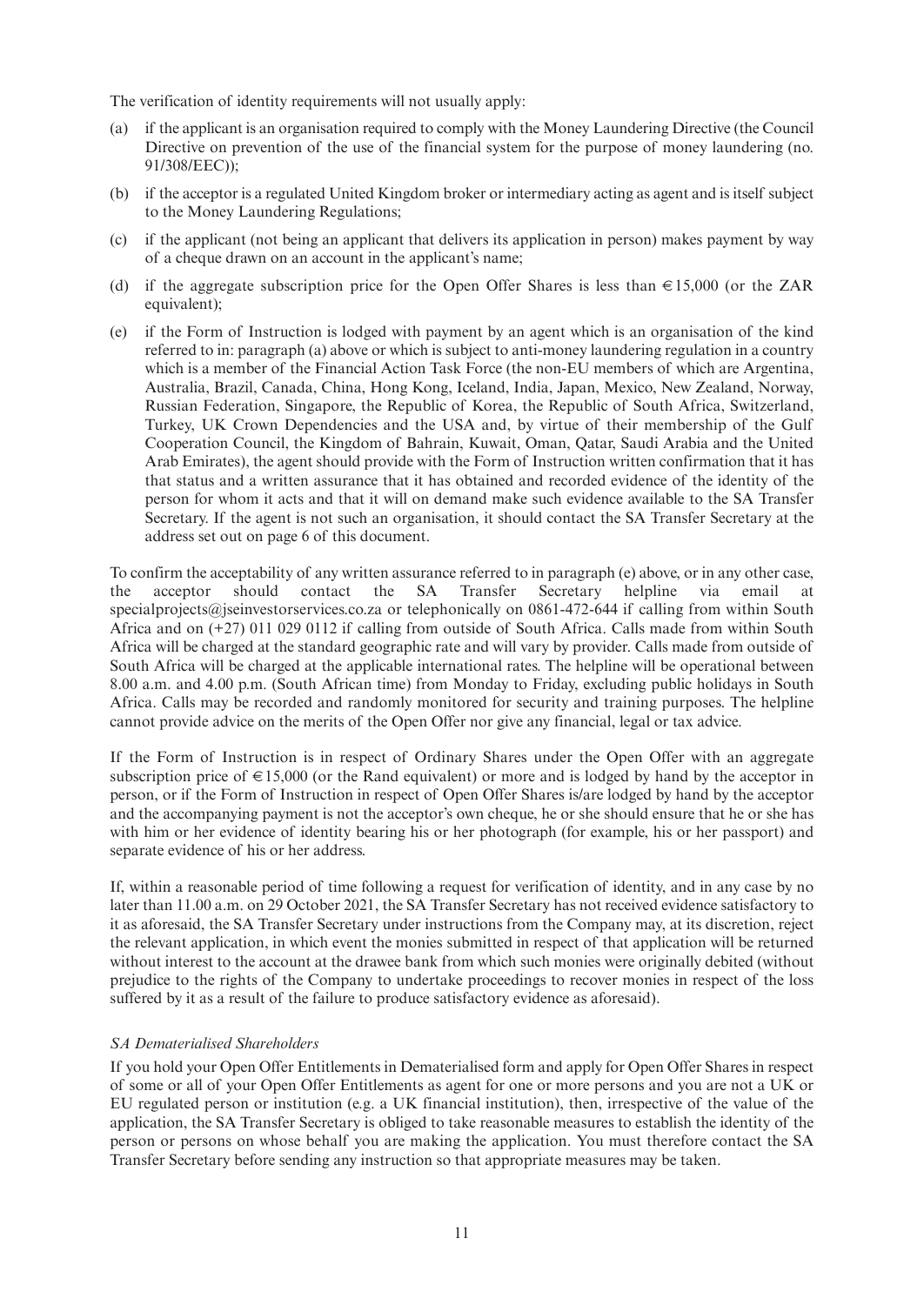The verification of identity requirements will not usually apply:

(a) if the applicant is an organisation required to comply with the Money Laundering Directive (the Council Directive on prevention of the use of the financial system for the purpose of money laundering (no. 91/308/EEC));

(b) if the acceptor is a regulated United Kingdom broker or intermediary acting as agent and is itself subject to the Money Laundering Regulations;

(c) if the applicant (not being an applicant that delivers its application in person) makes payment by way of a cheque drawn on an account in the applicant's name;

(d) if the aggregate subscription price for the Open Offer Shares is less than €15,000 (or the ZAR equivalent);

(e) if the Form of Instruction is lodged with payment by an agent which is an organisation of the kind referred to in: paragraph (a) above or which is subject to anti-money laundering regulation in a country which is a member of the Financial Action Task Force (the non-EU members of which are Argentina, Australia, Brazil, Canada, China, Hong Kong, Iceland, India, Japan, Mexico, New Zealand, Norway, Russian Federation, Singapore, the Republic of Korea, the Republic of South Africa, Switzerland, Turkey, UK Crown Dependencies and the USA and, by virtue of their membership of the Gulf Cooperation Council, the Kingdom of Bahrain, Kuwait, Oman, Qatar, Saudi Arabia and the United Arab Emirates), the agent should provide with the Form of Instruction written confirmation that it has that status and a written assurance that it has obtained and recorded evidence of the identity of the person for whom it acts and that it will on demand make such evidence available to the SA Transfer Secretary. If the agent is not such an organisation, it should contact the SA Transfer Secretary at the address set out on page 6 of this document.

To confirm the acceptability of any written assurance referred to in paragraph (e) above, or in any other case, the acceptor should contact the SA Transfer Secretary helpline via email at specialprojects@jseinvestorservices.co.za or telephonically on 0861-472-644 if calling from within South Africa and on (+27) 011 029 0112 if calling from outside of South Africa. Calls made from within South Africa will be charged at the standard geographic rate and will vary by provider. Calls made from outside of South Africa will be charged at the applicable international rates. The helpline will be operational between 8.00 a.m. and 4.00 p.m. (South African time) from Monday to Friday, excluding public holidays in South Africa. Calls may be recorded and randomly monitored for security and training purposes. The helpline cannot provide advice on the merits of the Open Offer nor give any financial, legal or tax advice.

If the Form of Instruction is in respect of Ordinary Shares under the Open Offer with an aggregate subscription price of €15,000 (or the Rand equivalent) or more and is lodged by hand by the acceptor in person, or if the Form of Instruction in respect of Open Offer Shares is/are lodged by hand by the acceptor and the accompanying payment is not the acceptor's own cheque, he or she should ensure that he or she has with him or her evidence of identity bearing his or her photograph (for example, his or her passport) and separate evidence of his or her address.

If, within a reasonable period of time following a request for verification of identity, and in any case by no later than 11.00 a.m. on 29 October 2021, the SA Transfer Secretary has not received evidence satisfactory to it as aforesaid, the SA Transfer Secretary under instructions from the Company may, at its discretion, reject the relevant application, in which event the monies submitted in respect of that application will be returned without interest to the account at the drawee bank from which such monies were originally debited (without prejudice to the rights of the Company to undertake proceedings to recover monies in respect of the loss suffered by it as a result of the failure to produce satisfactory evidence as aforesaid).

*SA Dematerialised Shareholders*

If you hold your Open Offer Entitlements in Dematerialised form and apply for Open Offer Shares in respect of some or all of your Open Offer Entitlements as agent for one or more persons and you are not a UK or EU regulated person or institution (e.g. a UK financial institution), then, irrespective of the value of the application, the SA Transfer Secretary is obliged to take reasonable measures to establish the identity of the person or persons on whose behalf you are making the application. You must therefore contact the SA Transfer Secretary before sending any instruction so that appropriate measures may be taken.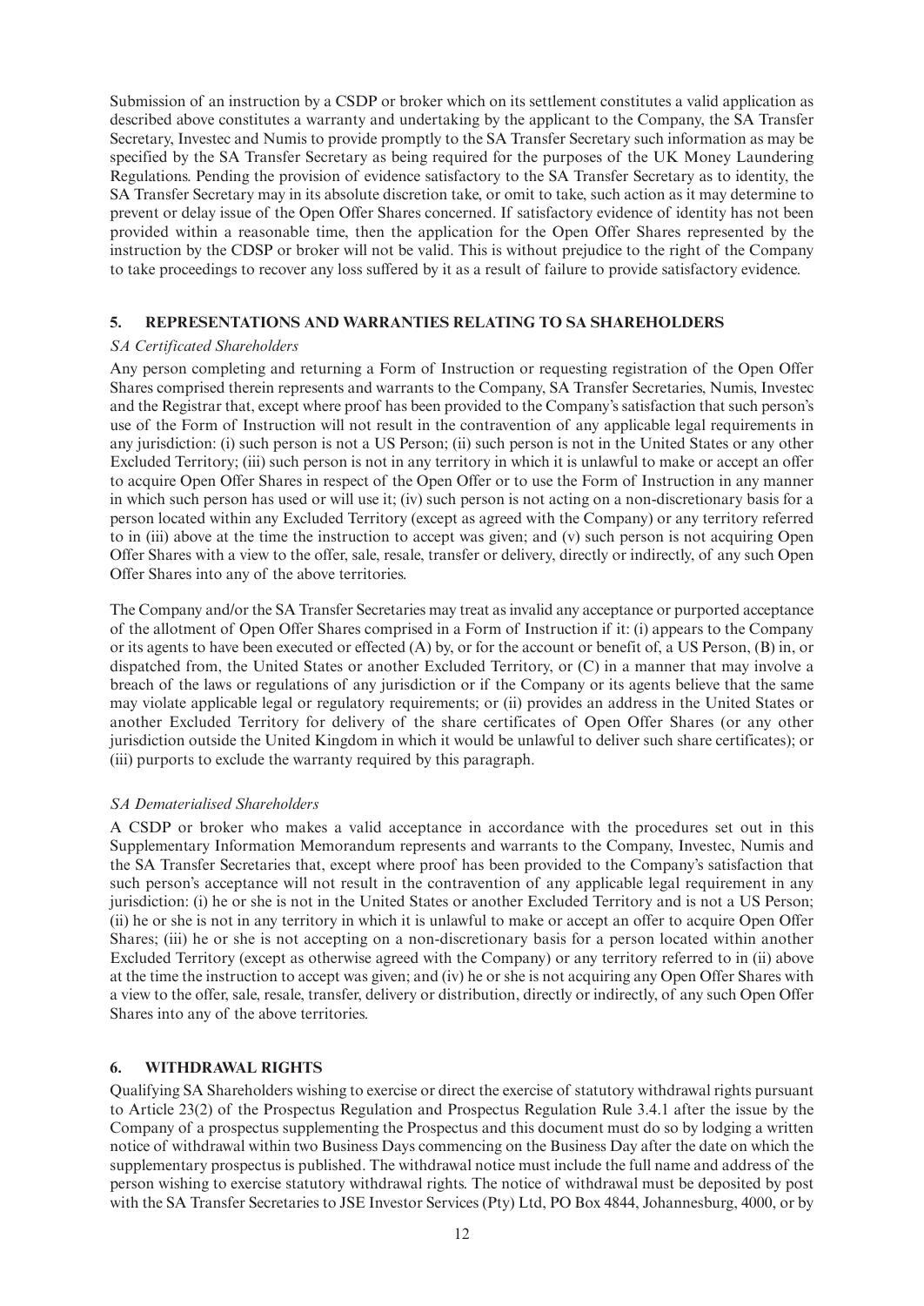Submission of an instruction by a CSDP or broker which on its settlement constitutes a valid application as described above constitutes a warranty and undertaking by the applicant to the Company, the SA Transfer Secretary, Investec and Numis to provide promptly to the SA Transfer Secretary such information as may be specified by the SA Transfer Secretary as being required for the purposes of the UK Money Laundering Regulations. Pending the provision of evidence satisfactory to the SA Transfer Secretary as to identity, the SA Transfer Secretary may in its absolute discretion take, or omit to take, such action as it may determine to prevent or delay issue of the Open Offer Shares concerned. If satisfactory evidence of identity has not been provided within a reasonable time, then the application for the Open Offer Shares represented by the instruction by the CDSP or broker will not be valid. This is without prejudice to the right of the Company to take proceedings to recover any loss suffered by it as a result of failure to provide satisfactory evidence.

## 5. REPRESENTATIONS AND WARRANTIES RELATING TO SA SHAREHOLDERS

*SA Certificated Shareholders*

Any person completing and returning a Form of Instruction or requesting registration of the Open Offer Shares comprised therein represents and warrants to the Company, SA Transfer Secretaries, Numis, Investec and the Registrar that, except where proof has been provided to the Company's satisfaction that such person's use of the Form of Instruction will not result in the contravention of any applicable legal requirements in any jurisdiction: (i) such person is not a US Person; (ii) such person is not in the United States or any other Excluded Territory; (iii) such person is not in any territory in which it is unlawful to make or accept an offer to acquire Open Offer Shares in respect of the Open Offer or to use the Form of Instruction in any manner in which such person has used or will use it; (iv) such person is not acting on a non-discretionary basis for a person located within any Excluded Territory (except as agreed with the Company) or any territory referred to in (iii) above at the time the instruction to accept was given; and (v) such person is not acquiring Open Offer Shares with a view to the offer, sale, resale, transfer or delivery, directly or indirectly, of any such Open Offer Shares into any of the above territories.

The Company and/or the SA Transfer Secretaries may treat as invalid any acceptance or purported acceptance of the allotment of Open Offer Shares comprised in a Form of Instruction if it: (i) appears to the Company or its agents to have been executed or effected (A) by, or for the account or benefit of, a US Person, (B) in, or dispatched from, the United States or another Excluded Territory, or (C) in a manner that may involve a breach of the laws or regulations of any jurisdiction or if the Company or its agents believe that the same may violate applicable legal or regulatory requirements; or (ii) provides an address in the United States or another Excluded Territory for delivery of the share certificates of Open Offer Shares (or any other jurisdiction outside the United Kingdom in which it would be unlawful to deliver such share certificates); or (iii) purports to exclude the warranty required by this paragraph.

*SA Dematerialised Shareholders*

A CSDP or broker who makes a valid acceptance in accordance with the procedures set out in this Supplementary Information Memorandum represents and warrants to the Company, Investec, Numis and the SA Transfer Secretaries that, except where proof has been provided to the Company's satisfaction that such person's acceptance will not result in the contravention of any applicable legal requirement in any jurisdiction: (i) he or she is not in the United States or another Excluded Territory and is not a US Person; (ii) he or she is not in any territory in which it is unlawful to make or accept an offer to acquire Open Offer Shares; (iii) he or she is not accepting on a non-discretionary basis for a person located within another Excluded Territory (except as otherwise agreed with the Company) or any territory referred to in (ii) above at the time the instruction to accept was given; and (iv) he or she is not acquiring any Open Offer Shares with a view to the offer, sale, resale, transfer, delivery or distribution, directly or indirectly, of any such Open Offer Shares into any of the above territories.

## 6. WITHDRAWAL RIGHTS

Qualifying SA Shareholders wishing to exercise or direct the exercise of statutory withdrawal rights pursuant to Article 23(2) of the Prospectus Regulation and Prospectus Regulation Rule 3.4.1 after the issue by the Company of a prospectus supplementing the Prospectus and this document must do so by lodging a written notice of withdrawal within two Business Days commencing on the Business Day after the date on which the supplementary prospectus is published. The withdrawal notice must include the full name and address of the person wishing to exercise statutory withdrawal rights. The notice of withdrawal must be deposited by post with the SA Transfer Secretaries to JSE Investor Services (Pty) Ltd, PO Box 4844, Johannesburg, 4000, or by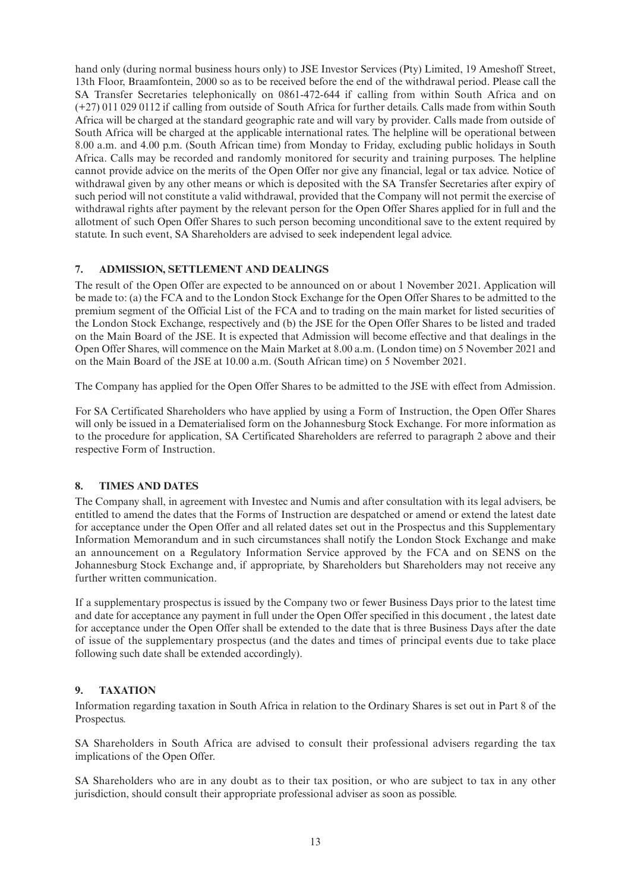hand only (during normal business hours only) to JSE Investor Services (Pty) Limited, 19 Ameshoff Street, 13th Floor, Braamfontein, 2000 so as to be received before the end of the withdrawal period. Please call the SA Transfer Secretaries telephonically on 0861-472-644 if calling from within South Africa and on (+27) 011 029 0112 if calling from outside of South Africa for further details. Calls made from within South Africa will be charged at the standard geographic rate and will vary by provider. Calls made from outside of South Africa will be charged at the applicable international rates. The helpline will be operational between 8.00 a.m. and 4.00 p.m. (South African time) from Monday to Friday, excluding public holidays in South Africa. Calls may be recorded and randomly monitored for security and training purposes. The helpline cannot provide advice on the merits of the Open Offer nor give any financial, legal or tax advice. Notice of withdrawal given by any other means or which is deposited with the SA Transfer Secretaries after expiry of such period will not constitute a valid withdrawal, provided that the Company will not permit the exercise of withdrawal rights after payment by the relevant person for the Open Offer Shares applied for in full and the allotment of such Open Offer Shares to such person becoming unconditional save to the extent required by statute. In such event, SA Shareholders are advised to seek independent legal advice.

## 7. ADMISSION, SETTLEMENT AND DEALINGS

The result of the Open Offer are expected to be announced on or about 1 November 2021. Application will be made to: (a) the FCA and to the London Stock Exchange for the Open Offer Shares to be admitted to the premium segment of the Official List of the FCA and to trading on the main market for listed securities of the London Stock Exchange, respectively and (b) the JSE for the Open Offer Shares to be listed and traded on the Main Board of the JSE. It is expected that Admission will become effective and that dealings in the Open Offer Shares, will commence on the Main Market at 8.00 a.m. (London time) on 5 November 2021 and on the Main Board of the JSE at 10.00 a.m. (South African time) on 5 November 2021.

The Company has applied for the Open Offer Shares to be admitted to the JSE with effect from Admission.

For SA Certificated Shareholders who have applied by using a Form of Instruction, the Open Offer Shares will only be issued in a Dematerialised form on the Johannesburg Stock Exchange. For more information as to the procedure for application, SA Certificated Shareholders are referred to paragraph 2 above and their respective Form of Instruction.

## 8. TIMES AND DATES

The Company shall, in agreement with Investec and Numis and after consultation with its legal advisers, be entitled to amend the dates that the Forms of Instruction are despatched or amend or extend the latest date for acceptance under the Open Offer and all related dates set out in the Prospectus and this Supplementary Information Memorandum and in such circumstances shall notify the London Stock Exchange and make an announcement on a Regulatory Information Service approved by the FCA and on SENS on the Johannesburg Stock Exchange and, if appropriate, by Shareholders but Shareholders may not receive any further written communication.

If a supplementary prospectus is issued by the Company two or fewer Business Days prior to the latest time and date for acceptance any payment in full under the Open Offer specified in this document , the latest date for acceptance under the Open Offer shall be extended to the date that is three Business Days after the date of issue of the supplementary prospectus (and the dates and times of principal events due to take place following such date shall be extended accordingly).

## 9. TAXATION

Information regarding taxation in South Africa in relation to the Ordinary Shares is set out in Part 8 of the Prospectus.

SA Shareholders in South Africa are advised to consult their professional advisers regarding the tax implications of the Open Offer.

SA Shareholders who are in any doubt as to their tax position, or who are subject to tax in any other jurisdiction, should consult their appropriate professional adviser as soon as possible.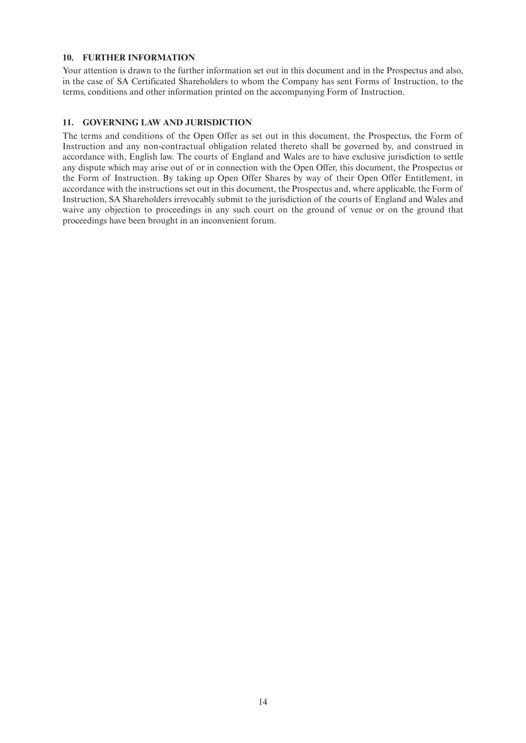## 10. FURTHER INFORMATION

Your attention is drawn to the further information set out in this document and in the Prospectus and also, in the case of SA Certificated Shareholders to whom the Company has sent Forms of Instruction, to the terms, conditions and other information printed on the accompanying Form of Instruction.

## 11. GOVERNING LAW AND JURISDICTION

The terms and conditions of the Open Offer as set out in this document, the Prospectus, the Form of Instruction and any non-contractual obligation related thereto shall be governed by, and construed in accordance with, English law. The courts of England and Wales are to have exclusive jurisdiction to settle any dispute which may arise out of or in connection with the Open Offer, this document, the Prospectus or the Form of Instruction. By taking up Open Offer Shares by way of their Open Offer Entitlement, in accordance with the instructions set out in this document, the Prospectus and, where applicable, the Form of Instruction, SA Shareholders irrevocably submit to the jurisdiction of the courts of England and Wales and waive any objection to proceedings in any such court on the ground of venue or on the ground that proceedings have been brought in an inconvenient forum.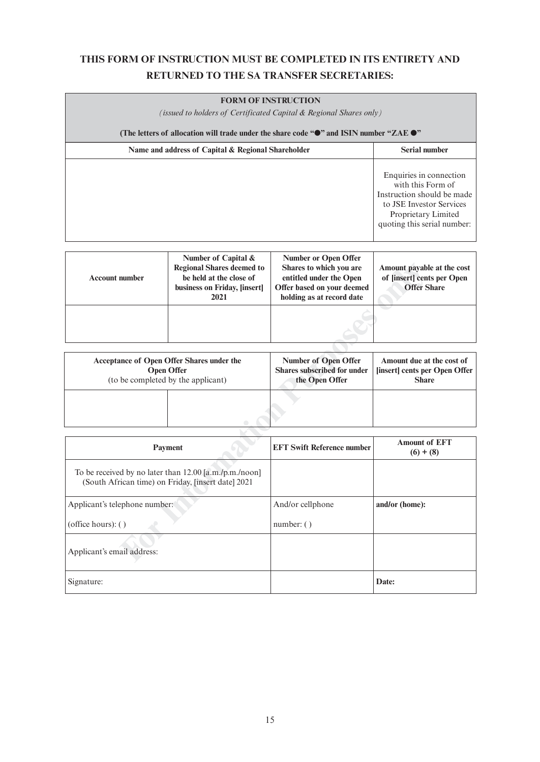**THIS FORM OF INSTRUCTION MUST BE COMPLETED IN ITS ENTIRETY AND RETURNED TO THE SA TRANSFER SECRETARIES:**

| **FORM OF INSTRUCTION**<br>*(issued to holders of Certificated Capital & Regional Shares only)*<br>**(The letters of allocation will trade under the share code "●" and ISIN number "ZAE ●"** | |
|---|---|
| **Name and address of Capital & Regional Shareholder** | **Serial number** |
| | Enquiries in connection with this Form of Instruction should be made to JSE Investor Services Proprietary Limited quoting this serial number: |

| **Account number** | **Number of Capital & Regional Shares deemed to be held at the close of business on Friday, [insert] 2021** | **Number or Open Offer Shares to which you are entitled under the Open Offer based on your deemed holding as at record date** | **Amount payable at the cost of [insert] cents per Open Offer Share** |
|---|---|---|---|
| | | | |

| **Acceptance of Open Offer Shares under the Open Offer**<br>(to be completed by the applicant) | | **Number of Open Offer Shares subscribed for under the Open Offer** | **Amount due at the cost of [insert] cents per Open Offer Share** |
|---|---|---|---|
| | | | |

| **Payment** | **EFT Swift Reference number** | **Amount of EFT (6) + (8)** |
|---|---|---|
| To be received by no later than 12.00 [a.m./p.m./noon] (South African time) on Friday, [insert date] 2021 | | |
| Applicant's telephone number:<br>(office hours): ( ) | And/or cellphone<br>number: ( ) | **and/or (home):** |
| Applicant's email address: | | |
| Signature: | | **Date:** |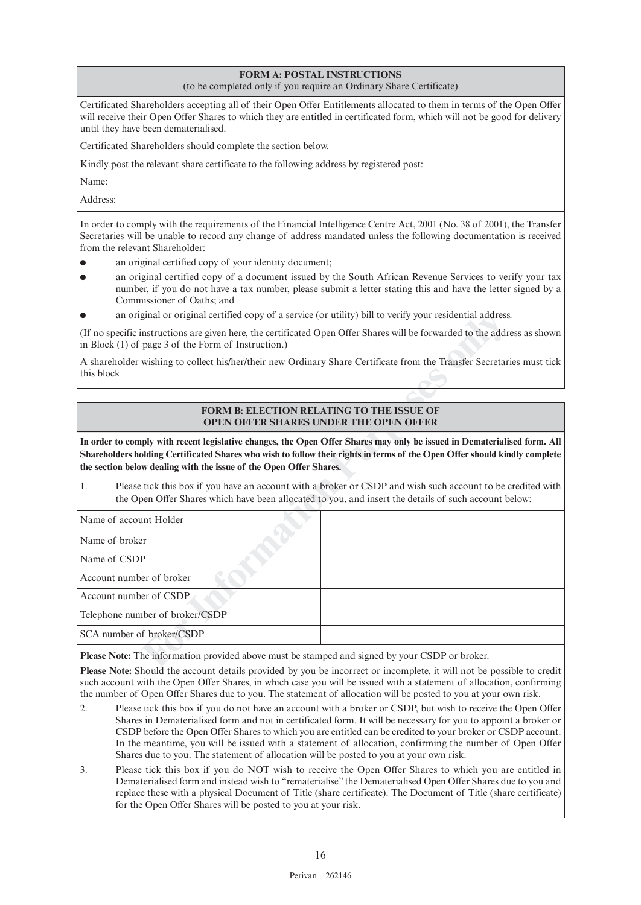**FORM A: POSTAL INSTRUCTIONS**
(to be completed only if you require an Ordinary Share Certificate)

Certificated Shareholders accepting all of their Open Offer Entitlements allocated to them in terms of the Open Offer will receive their Open Offer Shares to which they are entitled in certificated form, which will not be good for delivery until they have been dematerialised.

Certificated Shareholders should complete the section below.

Kindly post the relevant share certificate to the following address by registered post:

Name:

Address:

In order to comply with the requirements of the Financial Intelligence Centre Act, 2001 (No. 38 of 2001), the Transfer Secretaries will be unable to record any change of address mandated unless the following documentation is received from the relevant Shareholder:

- an original certified copy of your identity document;
- an original certified copy of a document issued by the South African Revenue Services to verify your tax number, if you do not have a tax number, please submit a letter stating this and have the letter signed by a Commissioner of Oaths; and
- an original or original certified copy of a service (or utility) bill to verify your residential address.

(If no specific instructions are given here, the certificated Open Offer Shares will be forwarded to the address as shown in Block (1) of page 3 of the Form of Instruction.)

A shareholder wishing to collect his/her/their new Ordinary Share Certificate from the Transfer Secretaries must tick this block

**FORM B: ELECTION RELATING TO THE ISSUE OF OPEN OFFER SHARES UNDER THE OPEN OFFER**

**In order to comply with recent legislative changes, the Open Offer Shares may only be issued in Dematerialised form. All Shareholders holding Certificated Shares who wish to follow their rights in terms of the Open Offer should kindly complete the section below dealing with the issue of the Open Offer Shares.**

1. Please tick this box if you have an account with a broker or CSDP and wish such account to be credited with the Open Offer Shares which have been allocated to you, and insert the details of such account below:

| | |
|---|---|
| Name of account Holder | |
| Name of broker | |
| Name of CSDP | |
| Account number of broker | |
| Account number of CSDP | |
| Telephone number of broker/CSDP | |
| SCA number of broker/CSDP | |

**Please Note:** The information provided above must be stamped and signed by your CSDP or broker.

**Please Note:** Should the account details provided by you be incorrect or incomplete, it will not be possible to credit such account with the Open Offer Shares, in which case you will be issued with a statement of allocation, confirming the number of Open Offer Shares due to you. The statement of allocation will be posted to you at your own risk.

2. Please tick this box if you do not have an account with a broker or CSDP, but wish to receive the Open Offer Shares in Dematerialised form and not in certificated form. It will be necessary for you to appoint a broker or CSDP before the Open Offer Shares to which you are entitled can be credited to your broker or CSDP account. In the meantime, you will be issued with a statement of allocation, confirming the number of Open Offer Shares due to you. The statement of allocation will be posted to you at your own risk.
3. Please tick this box if you do NOT wish to receive the Open Offer Shares to which you are entitled in Dematerialised form and instead wish to "rematerialise" the Dematerialised Open Offer Shares due to you and replace these with a physical Document of Title (share certificate). The Document of Title (share certificate) for the Open Offer Shares will be posted to you at your risk.